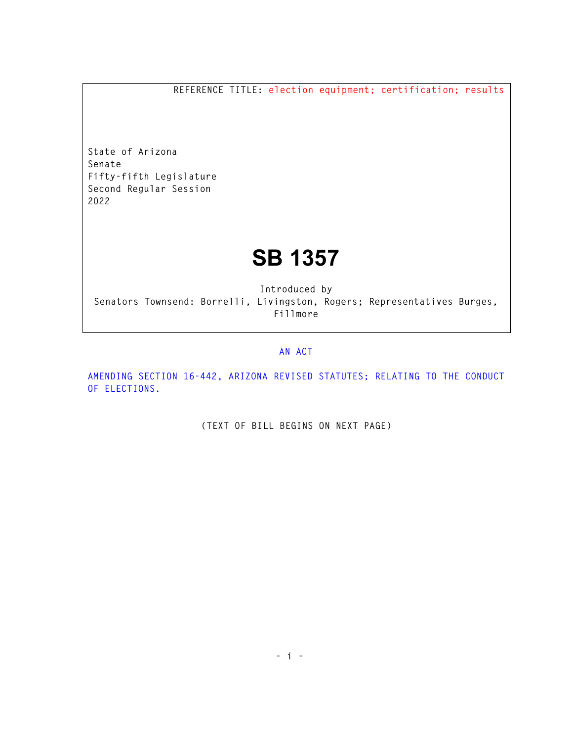REFERENCE TITLE: election equipment; certification; results

State of Arizona
Senate
Fifty-fifth Legislature
Second Regular Session
2022

# SB 1357

Introduced by
Senators Townsend: Borrelli, Livingston, Rogers; Representatives Burges, Fillmore

AN ACT

AMENDING SECTION 16-442, ARIZONA REVISED STATUTES; RELATING TO THE CONDUCT OF ELECTIONS.

(TEXT OF BILL BEGINS ON NEXT PAGE)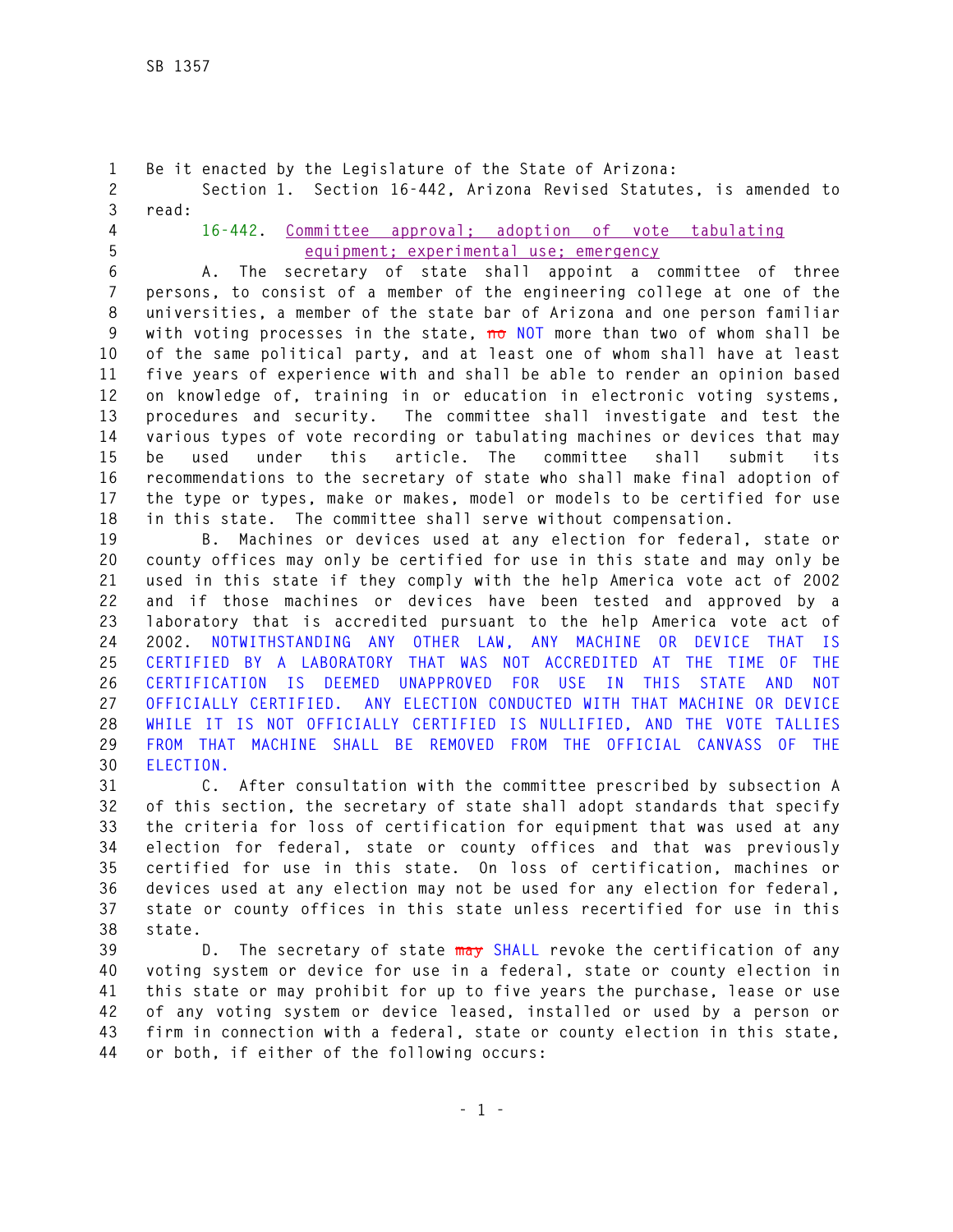Be it enacted by the Legislature of the State of Arizona:

Section 1. Section 16-442, Arizona Revised Statutes, is amended to read:

16-442. Committee approval; adoption of vote tabulating equipment; experimental use; emergency

A. The secretary of state shall appoint a committee of three persons, to consist of a member of the engineering college at one of the universities, a member of the state bar of Arizona and one person familiar with voting processes in the state, ~~no~~ NOT more than two of whom shall be of the same political party, and at least one of whom shall have at least five years of experience with and shall be able to render an opinion based on knowledge of, training in or education in electronic voting systems, procedures and security. The committee shall investigate and test the various types of vote recording or tabulating machines or devices that may be used under this article. The committee shall submit its recommendations to the secretary of state who shall make final adoption of the type or types, make or makes, model or models to be certified for use in this state. The committee shall serve without compensation.

B. Machines or devices used at any election for federal, state or county offices may only be certified for use in this state and may only be used in this state if they comply with the help America vote act of 2002 and if those machines or devices have been tested and approved by a laboratory that is accredited pursuant to the help America vote act of 2002. NOTWITHSTANDING ANY OTHER LAW, ANY MACHINE OR DEVICE THAT IS CERTIFIED BY A LABORATORY THAT WAS NOT ACCREDITED AT THE TIME OF THE CERTIFICATION IS DEEMED UNAPPROVED FOR USE IN THIS STATE AND NOT OFFICIALLY CERTIFIED. ANY ELECTION CONDUCTED WITH THAT MACHINE OR DEVICE WHILE IT IS NOT OFFICIALLY CERTIFIED IS NULLIFIED, AND THE VOTE TALLIES FROM THAT MACHINE SHALL BE REMOVED FROM THE OFFICIAL CANVASS OF THE ELECTION.

C. After consultation with the committee prescribed by subsection A of this section, the secretary of state shall adopt standards that specify the criteria for loss of certification for equipment that was used at any election for federal, state or county offices and that was previously certified for use in this state. On loss of certification, machines or devices used at any election may not be used for any election for federal, state or county offices in this state unless recertified for use in this state.

D. The secretary of state ~~may~~ SHALL revoke the certification of any voting system or device for use in a federal, state or county election in this state or may prohibit for up to five years the purchase, lease or use of any voting system or device leased, installed or used by a person or firm in connection with a federal, state or county election in this state, or both, if either of the following occurs: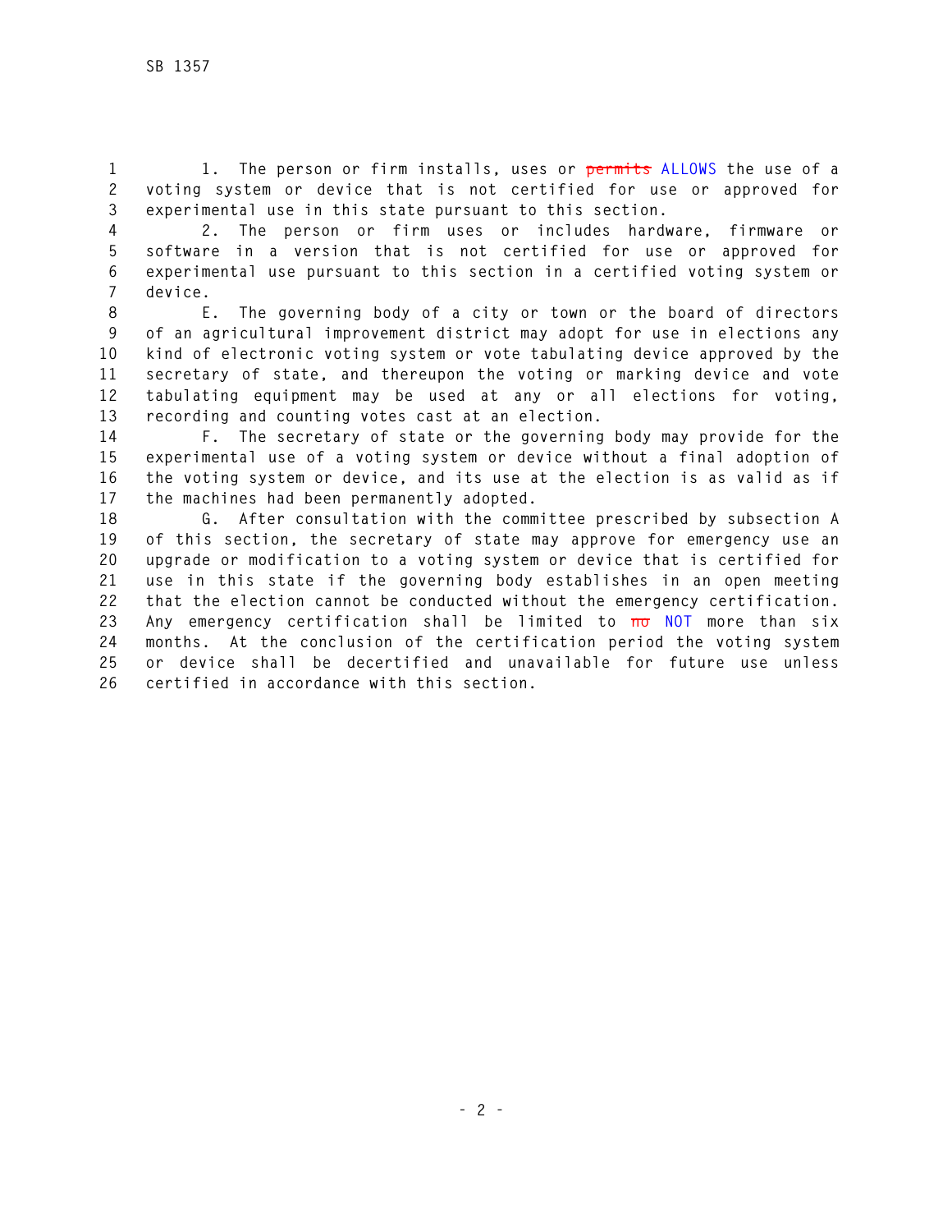1. The person or firm installs, uses or ~~permits~~ ALLOWS the use of a voting system or device that is not certified for use or approved for experimental use in this state pursuant to this section.

2. The person or firm uses or includes hardware, firmware or software in a version that is not certified for use or approved for experimental use pursuant to this section in a certified voting system or device.

E. The governing body of a city or town or the board of directors of an agricultural improvement district may adopt for use in elections any kind of electronic voting system or vote tabulating device approved by the secretary of state, and thereupon the voting or marking device and vote tabulating equipment may be used at any or all elections for voting, recording and counting votes cast at an election.

F. The secretary of state or the governing body may provide for the experimental use of a voting system or device without a final adoption of the voting system or device, and its use at the election is as valid as if the machines had been permanently adopted.

G. After consultation with the committee prescribed by subsection A of this section, the secretary of state may approve for emergency use an upgrade or modification to a voting system or device that is certified for use in this state if the governing body establishes in an open meeting that the election cannot be conducted without the emergency certification. Any emergency certification shall be limited to ~~no~~ NOT more than six months. At the conclusion of the certification period the voting system or device shall be decertified and unavailable for future use unless certified in accordance with this section.